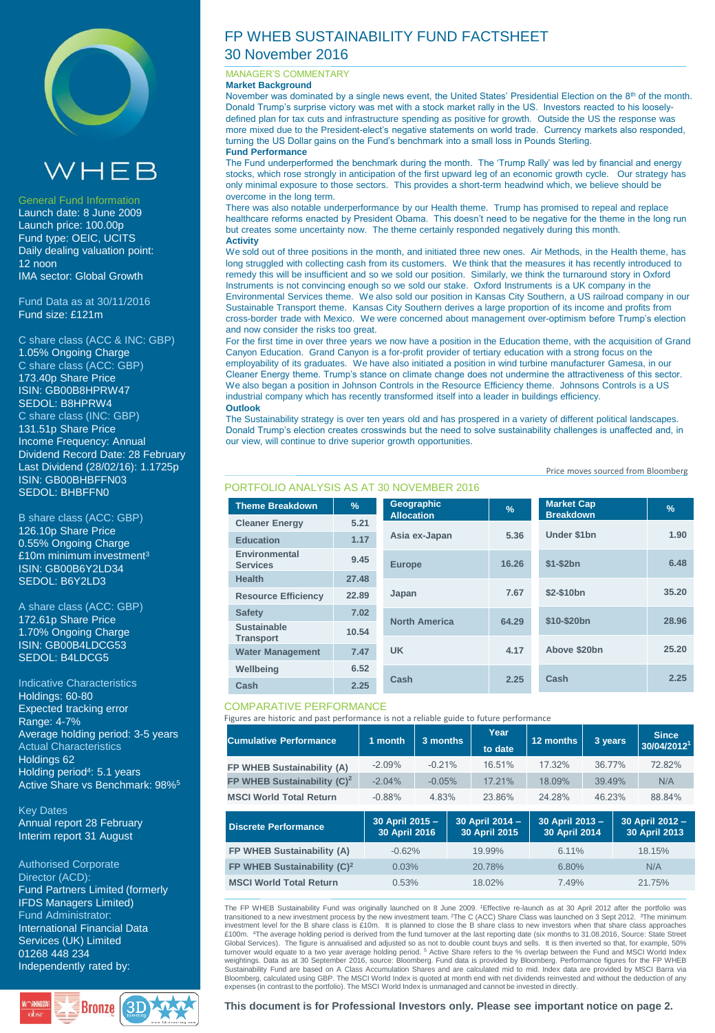# FP WHEB SUSTAINABILITY FUND FACTSHEET

## 30 November 2016

WHEB

### General Fund Information

Launch date: 8 June 2009
Launch price: 100.00p
Fund type: OEIC, UCITS
Daily dealing valuation point: 12 noon
IMA sector: Global Growth

Fund Data as at 30/11/2016
Fund size: £121m

C share class (ACC & INC: GBP)
1.05% Ongoing Charge

C share class (ACC: GBP)
173.40p Share Price
ISIN: GB00B8HPRW47
SEDOL: B8HPRW4

C share class (INC: GBP)
131.51p Share Price
Income Frequency: Annual
Dividend Record Date: 28 February
Last Dividend (28/02/16): 1.1725p
ISIN: GB00BHBFFN03
SEDOL: BHBFFN0

B share class (ACC: GBP)
126.10p Share Price
0.55% Ongoing Charge
£10m minimum investment[3]
ISIN: GB00B6Y2LD34
SEDOL: B6Y2LD3

A share class (ACC: GBP)
172.61p Share Price
1.70% Ongoing Charge
ISIN: GB00B4LDCG53
SEDOL: B4LDCG5

Indicative Characteristics
Holdings: 60-80
Expected tracking error
Range: 4-7%
Average holding period: 3-5 years

Actual Characteristics
Holdings 62
Holding period[4]: 5.1 years
Active Share vs Benchmark: 98%[5]

Key Dates
Annual report 28 February
Interim report 31 August

Authorised Corporate Director (ACD):
Fund Partners Limited (formerly IFDS Managers Limited)

Fund Administrator:
International Financial Data Services (UK) Limited
01268 448 234

Independently rated by:

Bronze

### MANAGER'S COMMENTARY

**Market Background**

November was dominated by a single news event, the United States' Presidential Election on the 8th of the month. Donald Trump's surprise victory was met with a stock market rally in the US. Investors reacted to his loosely-defined plan for tax cuts and infrastructure spending as positive for growth. Outside the US the response was more mixed due to the President-elect's negative statements on world trade. Currency markets also responded, turning the US Dollar gains on the Fund's benchmark into a small loss in Pounds Sterling.

**Fund Performance**

The Fund underperformed the benchmark during the month. The 'Trump Rally' was led by financial and energy stocks, which rose strongly in anticipation of the first upward leg of an economic growth cycle. Our strategy has only minimal exposure to those sectors. This provides a short-term headwind which, we believe should be overcome in the long term.

There was also notable underperformance by our Health theme. Trump has promised to repeal and replace healthcare reforms enacted by President Obama. This doesn't need to be negative for the theme in the long run but creates some uncertainty now. The theme certainly responded negatively during this month.

**Activity**

We sold out of three positions in the month, and initiated three new ones. Air Methods, in the Health theme, has long struggled with collecting cash from its customers. We think that the measures it has recently introduced to remedy this will be insufficient and so we sold our position. Similarly, we think the turnaround story in Oxford Instruments is not convincing enough so we sold our stake. Oxford Instruments is a UK company in the Environmental Services theme. We also sold our position in Kansas City Southern, a US railroad company in our Sustainable Transport theme. Kansas City Southern derives a large proportion of its income and profits from cross-border trade with Mexico. We were concerned about management over-optimism before Trump's election and now consider the risks too great.

For the first time in over three years we now have a position in the Education theme, with the acquisition of Grand Canyon Education. Grand Canyon is a for-profit provider of tertiary education with a strong focus on the employability of its graduates. We have also initiated a position in wind turbine manufacturer Gamesa, in our Cleaner Energy theme. Trump's stance on climate change does not undermine the attractiveness of this sector. We also began a position in Johnson Controls in the Resource Efficiency theme. Johnsons Controls is a US industrial company which has recently transformed itself into a leader in buildings efficiency.

**Outlook**

The Sustainability strategy is over ten years old and has prospered in a variety of different political landscapes. Donald Trump's election creates crosswinds but the need to solve sustainability challenges is unaffected and, in our view, will continue to drive superior growth opportunities.

Price moves sourced from Bloomberg

### PORTFOLIO ANALYSIS AS AT 30 NOVEMBER 2016

| Theme Breakdown | % |
|---|---|
| Cleaner Energy | 5.21 |
| Education | 1.17 |
| Environmental Services | 9.45 |
| Health | 27.48 |
| Resource Efficiency | 22.89 |
| Safety | 7.02 |
| Sustainable Transport | 10.54 |
| Water Management | 7.47 |
| Wellbeing | 6.52 |
| Cash | 2.25 |

| Geographic Allocation | % |
|---|---|
| Asia ex-Japan | 5.36 |
| Europe | 16.26 |
| Japan | 7.67 |
| North America | 64.29 |
| UK | 4.17 |
| Cash | 2.25 |

| Market Cap Breakdown | % |
|---|---|
| Under $1bn | 1.90 |
| $1-$2bn | 6.48 |
| $2-$10bn | 35.20 |
| $10-$20bn | 28.96 |
| Above $20bn | 25.20 |
| Cash | 2.25 |

### COMPARATIVE PERFORMANCE

Figures are historic and past performance is not a reliable guide to future performance

| Cumulative Performance | 1 month | 3 months | Year to date | 12 months | 3 years | Since 30/04/2012[1] |
|---|---|---|---|---|---|---|
| FP WHEB Sustainability (A) | -2.09% | -0.21% | 16.51% | 17.32% | 36.77% | 72.82% |
| FP WHEB Sustainability (C)[2] | -2.04% | -0.05% | 17.21% | 18.09% | 39.49% | N/A |
| MSCI World Total Return | -0.88% | 4.83% | 23.86% | 24.28% | 46.23% | 88.84% |

| Discrete Performance | 30 April 2015 – 30 April 2016 | 30 April 2014 – 30 April 2015 | 30 April 2013 – 30 April 2014 | 30 April 2012 – 30 April 2013 |
|---|---|---|---|---|
| FP WHEB Sustainability (A) | -0.62% | 19.99% | 6.11% | 18.15% |
| FP WHEB Sustainability (C)[2] | 0.03% | 20.78% | 6.80% | N/A |
| MSCI World Total Return | 0.53% | 18.02% | 7.49% | 21.75% |

The FP WHEB Sustainability Fund was originally launched on 8 June 2009. [1]Effective re-launch as at 30 April 2012 after the portfolio was transitioned to a new investment process by the new investment team. [2]The C (ACC) Share Class was launched on 3 Sept 2012. [3]The minimum investment level for the B share class is £10m. It is planned to close the B share class to new investors when that share class approaches £100m. [4]The average holding period is derived from the fund turnover at the last reporting date (six months to 31.08.2016, Source: State Street Global Services). The figure is annualised and adjusted so as not to double count buys and sells. It is then inverted so that, for example, 50% turnover would equate to a two year average holding period. [5] Active Share refers to the % overlap between the Fund and MSCI World Index weightings. Data as at 30 September 2016, source: Bloomberg. Fund data is provided by Bloomberg. Performance figures for the FP WHEB Sustainability Fund are based on A Class Accumulation Shares and are calculated mid to mid. Index data are provided by MSCI Barra via Bloomberg, calculated using GBP. The MSCI World Index is quoted at month end with net dividends reinvested and without the deduction of any expenses (in contrast to the portfolio). The MSCI World Index is unmanaged and cannot be invested in directly.

**This document is for Professional Investors only. Please see important notice on page 2.**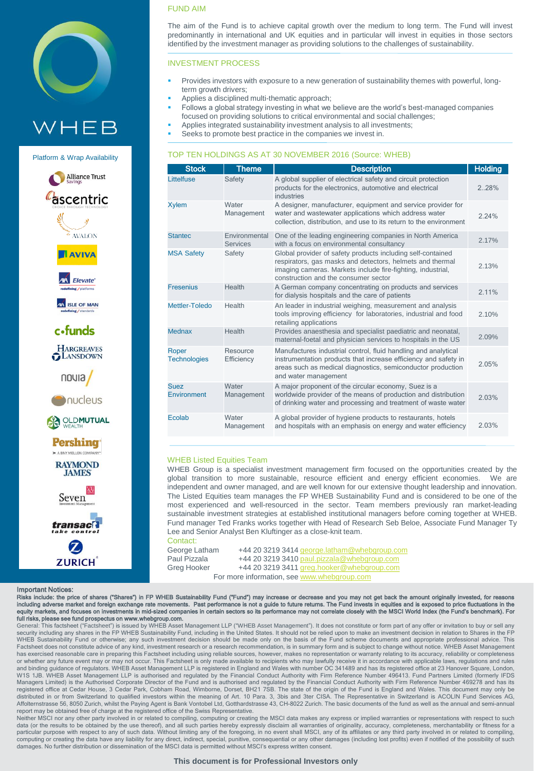WHEB

Platform & Wrap Availability

Alliance Trust Savings

ascentric

AVALON

AVIVA

Elevate

ISLE OF MAN

c-funds

HARGREAVES LANSDOWN

novia

nucleus

OLDMUTUAL WEALTH

Pershing

RAYMOND JAMES

Seven Investment Management

transact

ZURICH

## FUND AIM

The aim of the Fund is to achieve capital growth over the medium to long term. The Fund will invest predominantly in international and UK equities and in particular will invest in equities in those sectors identified by the investment manager as providing solutions to the challenges of sustainability.

## INVESTMENT PROCESS

- Provides investors with exposure to a new generation of sustainability themes with powerful, long-term growth drivers;
- Applies a disciplined multi-thematic approach;
- Follows a global strategy investing in what we believe are the world's best-managed companies focused on providing solutions to critical environmental and social challenges;
- Applies integrated sustainability investment analysis to all investments;
- Seeks to promote best practice in the companies we invest in.

## TOP TEN HOLDINGS AS AT 30 NOVEMBER 2016 (Source: WHEB)

| Stock | Theme | Description | Holding |
|---|---|---|---|
| Littelfuse | Safety | A global supplier of electrical safety and circuit protection products for the electronics, automotive and electrical industries | 2..28% |
| Xylem | Water Management | A designer, manufacturer, equipment and service provider for water and wastewater applications which address water collection, distribution, and use to its return to the environment | 2.24% |
| Stantec | Environmental Services | One of the leading engineering companies in North America with a focus on environmental consultancy | 2.17% |
| MSA Safety | Safety | Global provider of safety products including self-contained respirators, gas masks and detectors, helmets and thermal imaging cameras. Markets include fire-fighting, industrial, construction and the consumer sector | 2.13% |
| Fresenius | Health | A German company concentrating on products and services for dialysis hospitals and the care of patients | 2.11% |
| Mettler-Toledo | Health | An leader in industrial weighing, measurement and analysis tools improving efficiency for laboratories, industrial and food retailing applications | 2.10% |
| Mednax | Health | Provides anaesthesia and specialist paediatric and neonatal, maternal-foetal and physician services to hospitals in the US | 2.09% |
| Roper Technologies | Resource Efficiency | Manufactures industrial control, fluid handling and analytical instrumentation products that increase efficiency and safety in areas such as medical diagnostics, semiconductor production and water management | 2.05% |
| Suez Environment | Water Management | A major proponent of the circular economy, Suez is a worldwide provider of the means of production and distribution of drinking water and processing and treatment of waste water | 2.03% |
| Ecolab | Water Management | A global provider of hygiene products to restaurants, hotels and hospitals with an emphasis on energy and water efficiency | 2.03% |

## WHEB Listed Equities Team

WHEB Group is a specialist investment management firm focused on the opportunities created by the global transition to more sustainable, resource efficient and energy efficient economies. We are independent and owner managed, and are well known for our extensive thought leadership and innovation. The Listed Equities team manages the FP WHEB Sustainability Fund and is considered to be one of the most experienced and well-resourced in the sector. Team members previously ran market-leading sustainable investment strategies at established institutional managers before coming together at WHEB. Fund manager Ted Franks works together with Head of Research Seb Beloe, Associate Fund Manager Ty Lee and Senior Analyst Ben Kluftinger as a close-knit team.

Contact:

| | | |
|---|---|---|
| George Latham | +44 20 3219 3414 | george.latham@whebgroup.com |
| Paul Pizzala | +44 20 3219 3410 | paul.pizzala@whebgroup.com |
| Greg Hooker | +44 20 3219 3411 | greg.hooker@whebgroup.com |

For more information, see www.whebgroup.com

**Important Notices:**

**Risks include: the price of shares ("Shares") in FP WHEB Sustainability Fund ("Fund") may increase or decrease and you may not get back the amount originally invested, for reasons including adverse market and foreign exchange rate movements. Past performance is not a guide to future returns. The Fund invests in equities and is exposed to price fluctuations in the equity markets, and focuses on investments in mid-sized companies in certain sectors so its performance may not correlate closely with the MSCI World Index (the Fund's benchmark). For full risks, please see fund prospectus on www.whebgroup.com.**

General: This factsheet ("Factsheet") is issued by WHEB Asset Management LLP ("WHEB Asset Management"). It does not constitute or form part of any offer or invitation to buy or sell any security including any shares in the FP WHEB Sustainability Fund, including in the United States. It should not be relied upon to make an investment decision in relation to Shares in the FP WHEB Sustainability Fund or otherwise; any such investment decision should be made only on the basis of the Fund scheme documents and appropriate professional advice. This Factsheet does not constitute advice of any kind, investment research or a research recommendation, is in summary form and is subject to change without notice. WHEB Asset Management has exercised reasonable care in preparing this Factsheet including using reliable sources, however, makes no representation or warranty relating to its accuracy, reliability or completeness or whether any future event may or may not occur. This Factsheet is only made available to recipients who may lawfully receive it in accordance with applicable laws, regulations and rules and binding guidance of regulators. WHEB Asset Management LLP is registered in England and Wales with number OC 341489 and has its registered office at 23 Hanover Square, London, W1S 1JB. WHEB Asset Management LLP is authorised and regulated by the Financial Conduct Authority with Firm Reference Number 496413. Fund Partners Limited (formerly IFDS Managers Limited) is the Authorised Corporate Director of the Fund and is authorised and regulated by the Financial Conduct Authority with Firm Reference Number 469278 and has its registered office at Cedar House, 3 Cedar Park, Cobham Road, Wimborne, Dorset, BH21 7SB. The state of the origin of the Fund is England and Wales. This document may only be distributed in or from Switzerland to qualified investors within the meaning of Art. 10 Para. 3, 3bis and 3ter CISA. The Representative in Switzerland is ACOLIN Fund Services AG, Affolternstrasse 56, 8050 Zurich, whilst the Paying Agent is Bank Vontobel Ltd, Gotthardstrasse 43, CH-8022 Zurich. The basic documents of the fund as well as the annual and semi-annual report may be obtained free of charge at the registered office of the Swiss Representative.

Neither MSCI nor any other party involved in or related to compiling, computing or creating the MSCI data makes any express or implied warranties or representations with respect to such data (or the results to be obtained by the use thereof), and all such parties hereby expressly disclaim all warranties of originality, accuracy, completeness, merchantability or fitness for a particular purpose with respect to any of such data. Without limiting any of the foregoing, in no event shall MSCI, any of its affiliates or any third party involved in or related to compiling, computing or creating the data have any liability for any direct, indirect, special, punitive, consequential or any other damages (including lost profits) even if notified of the possibility of such damages. No further distribution or dissemination of the MSCI data is permitted without MSCI's express written consent.

**This document is for Professional Investors only**